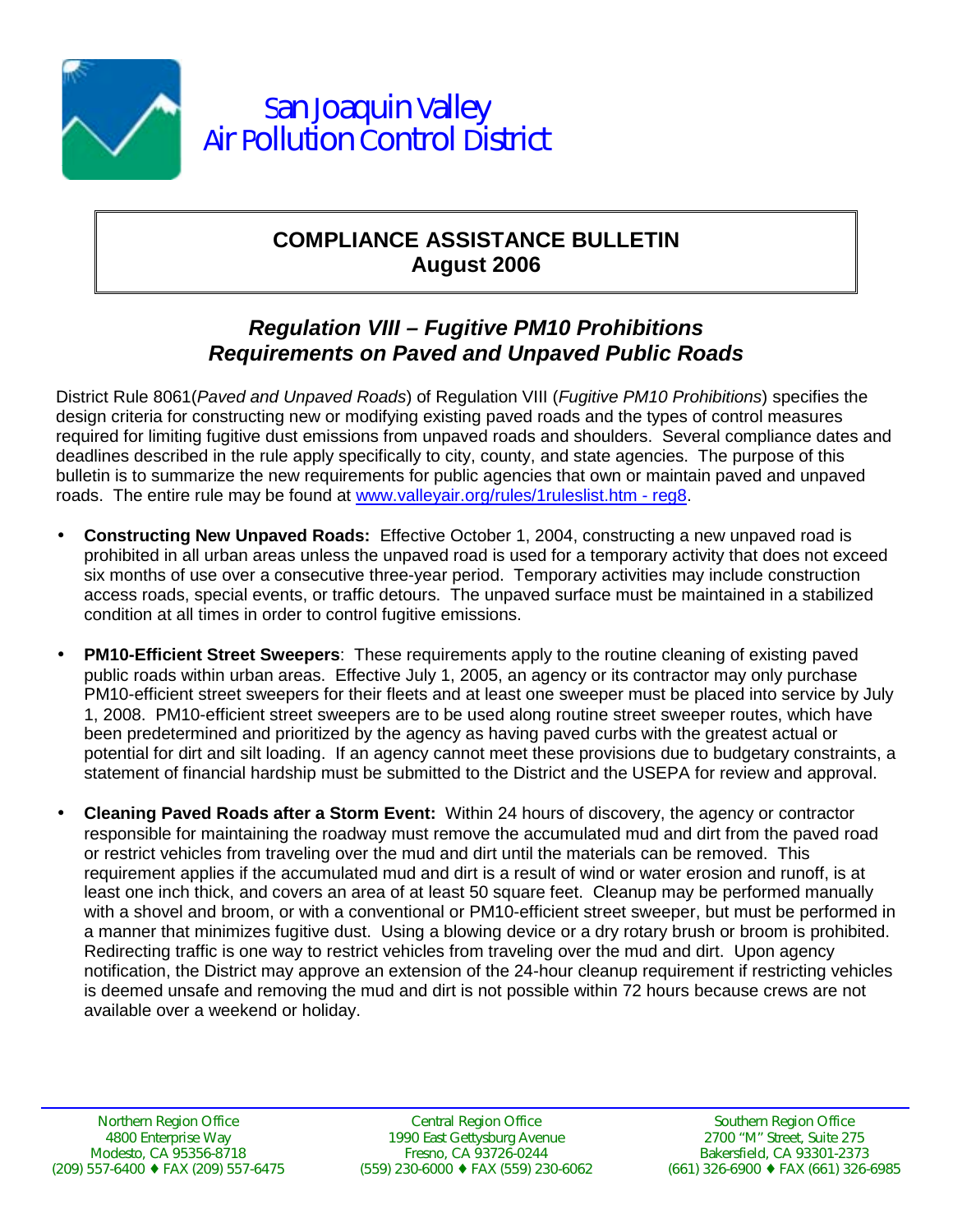San Joaquin Valley
Air Pollution Control District

**COMPLIANCE ASSISTANCE BULLETIN**
**August 2006**

## *Regulation VIII – Fugitive PM10 Prohibitions*
## *Requirements on Paved and Unpaved Public Roads*

District Rule 8061(*Paved and Unpaved Roads*) of Regulation VIII (*Fugitive PM10 Prohibitions*) specifies the design criteria for constructing new or modifying existing paved roads and the types of control measures required for limiting fugitive dust emissions from unpaved roads and shoulders. Several compliance dates and deadlines described in the rule apply specifically to city, county, and state agencies. The purpose of this bulletin is to summarize the new requirements for public agencies that own or maintain paved and unpaved roads. The entire rule may be found at [www.valleyair.org/rules/1ruleslist.htm - reg8](www.valleyair.org/rules/1ruleslist.htm#reg8).

- **Constructing New Unpaved Roads:** Effective October 1, 2004, constructing a new unpaved road is prohibited in all urban areas unless the unpaved road is used for a temporary activity that does not exceed six months of use over a consecutive three-year period. Temporary activities may include construction access roads, special events, or traffic detours. The unpaved surface must be maintained in a stabilized condition at all times in order to control fugitive emissions.

- **PM10-Efficient Street Sweepers**: These requirements apply to the routine cleaning of existing paved public roads within urban areas. Effective July 1, 2005, an agency or its contractor may only purchase PM10-efficient street sweepers for their fleets and at least one sweeper must be placed into service by July 1, 2008. PM10-efficient street sweepers are to be used along routine street sweeper routes, which have been predetermined and prioritized by the agency as having paved curbs with the greatest actual or potential for dirt and silt loading. If an agency cannot meet these provisions due to budgetary constraints, a statement of financial hardship must be submitted to the District and the USEPA for review and approval.

- **Cleaning Paved Roads after a Storm Event:** Within 24 hours of discovery, the agency or contractor responsible for maintaining the roadway must remove the accumulated mud and dirt from the paved road or restrict vehicles from traveling over the mud and dirt until the materials can be removed. This requirement applies if the accumulated mud and dirt is a result of wind or water erosion and runoff, is at least one inch thick, and covers an area of at least 50 square feet. Cleanup may be performed manually with a shovel and broom, or with a conventional or PM10-efficient street sweeper, but must be performed in a manner that minimizes fugitive dust. Using a blowing device or a dry rotary brush or broom is prohibited. Redirecting traffic is one way to restrict vehicles from traveling over the mud and dirt. Upon agency notification, the District may approve an extension of the 24-hour cleanup requirement if restricting vehicles is deemed unsafe and removing the mud and dirt is not possible within 72 hours because crews are not available over a weekend or holiday.

Northern Region Office
4800 Enterprise Way
Modesto, CA 95356-8718
(209) 557-6400 ♦ FAX (209) 557-6475

Central Region Office
1990 East Gettysburg Avenue
Fresno, CA 93726-0244
(559) 230-6000 ♦ FAX (559) 230-6062

Southern Region Office
2700 "M" Street, Suite 275
Bakersfield, CA 93301-2373
(661) 326-6900 ♦ FAX (661) 326-6985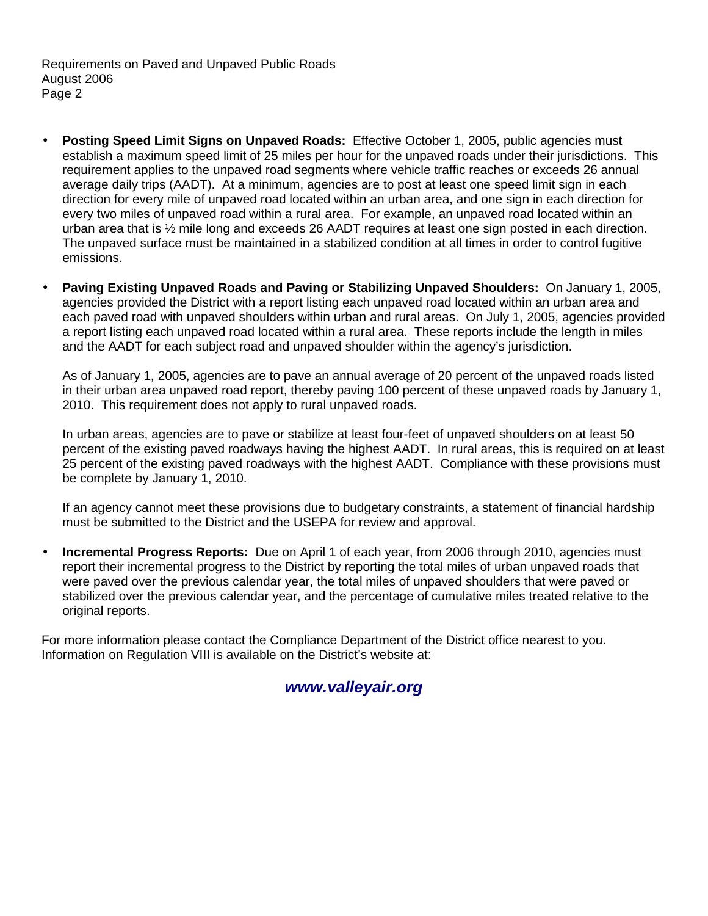- **Posting Speed Limit Signs on Unpaved Roads:** Effective October 1, 2005, public agencies must establish a maximum speed limit of 25 miles per hour for the unpaved roads under their jurisdictions. This requirement applies to the unpaved road segments where vehicle traffic reaches or exceeds 26 annual average daily trips (AADT). At a minimum, agencies are to post at least one speed limit sign in each direction for every mile of unpaved road located within an urban area, and one sign in each direction for every two miles of unpaved road within a rural area. For example, an unpaved road located within an urban area that is ½ mile long and exceeds 26 AADT requires at least one sign posted in each direction. The unpaved surface must be maintained in a stabilized condition at all times in order to control fugitive emissions.

- **Paving Existing Unpaved Roads and Paving or Stabilizing Unpaved Shoulders:** On January 1, 2005, agencies provided the District with a report listing each unpaved road located within an urban area and each paved road with unpaved shoulders within urban and rural areas. On July 1, 2005, agencies provided a report listing each unpaved road located within a rural area. These reports include the length in miles and the AADT for each subject road and unpaved shoulder within the agency's jurisdiction.

  As of January 1, 2005, agencies are to pave an annual average of 20 percent of the unpaved roads listed in their urban area unpaved road report, thereby paving 100 percent of these unpaved roads by January 1, 2010. This requirement does not apply to rural unpaved roads.

  In urban areas, agencies are to pave or stabilize at least four-feet of unpaved shoulders on at least 50 percent of the existing paved roadways having the highest AADT. In rural areas, this is required on at least 25 percent of the existing paved roadways with the highest AADT. Compliance with these provisions must be complete by January 1, 2010.

  If an agency cannot meet these provisions due to budgetary constraints, a statement of financial hardship must be submitted to the District and the USEPA for review and approval.

- **Incremental Progress Reports:** Due on April 1 of each year, from 2006 through 2010, agencies must report their incremental progress to the District by reporting the total miles of urban unpaved roads that were paved over the previous calendar year, the total miles of unpaved shoulders that were paved or stabilized over the previous calendar year, and the percentage of cumulative miles treated relative to the original reports.

For more information please contact the Compliance Department of the District office nearest to you. Information on Regulation VIII is available on the District's website at:

***www.valleyair.org***